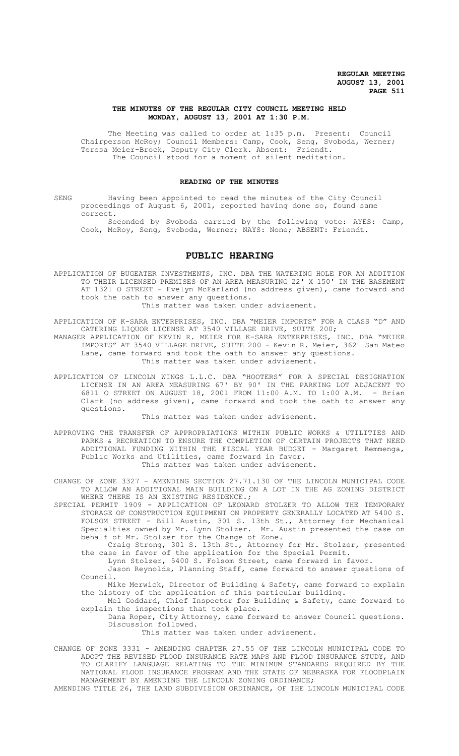**REGULAR MEETING**
**AUGUST 13, 2001**

**THE MINUTES OF THE REGULAR CITY COUNCIL MEETING HELD MONDAY, AUGUST 13, 2001 AT 1:30 P.M.**

The Meeting was called to order at 1:35 p.m. Present: Council Chairperson McRoy; Council Members: Camp, Cook, Seng, Svoboda, Werner; Teresa Meier-Brock, Deputy City Clerk. Absent: Friendt.

The Council stood for a moment of silent meditation.

## READING OF THE MINUTES

SENG Having been appointed to read the minutes of the City Council proceedings of August 6, 2001, reported having done so, found same correct.

Seconded by Svoboda carried by the following vote: AYES: Camp, Cook, McRoy, Seng, Svoboda, Werner; NAYS: None; ABSENT: Friendt.

# PUBLIC HEARING

APPLICATION OF BUGEATER INVESTMENTS, INC. DBA THE WATERING HOLE FOR AN ADDITION TO THEIR LICENSED PREMISES OF AN AREA MEASURING 22' X 150' IN THE BASEMENT AT 1321 O STREET - Evelyn McFarland (no address given), came forward and took the oath to answer any questions.

This matter was taken under advisement.

APPLICATION OF K-SARA ENTERPRISES, INC. DBA "MEIER IMPORTS" FOR A CLASS "D" AND CATERING LIQUOR LICENSE AT 3540 VILLAGE DRIVE, SUITE 200;

MANAGER APPLICATION OF KEVIN R. MEIER FOR K-SARA ENTERPRISES, INC. DBA "MEIER IMPORTS" AT 3540 VILLAGE DRIVE, SUITE 200 - Kevin R. Meier, 3621 San Mateo Lane, came forward and took the oath to answer any questions.

This matter was taken under advisement.

APPLICATION OF LINCOLN WINGS L.L.C. DBA "HOOTERS" FOR A SPECIAL DESIGNATION LICENSE IN AN AREA MEASURING 67' BY 90' IN THE PARKING LOT ADJACENT TO 6811 O STREET ON AUGUST 18, 2001 FROM 11:00 A.M. TO 1:00 A.M. - Brian Clark (no address given), came forward and took the oath to answer any questions.

This matter was taken under advisement.

APPROVING THE TRANSFER OF APPROPRIATIONS WITHIN PUBLIC WORKS & UTILITIES AND PARKS & RECREATION TO ENSURE THE COMPLETION OF CERTAIN PROJECTS THAT NEED ADDITIONAL FUNDING WITHIN THE FISCAL YEAR BUDGET - Margaret Remmenga, Public Works and Utilities, came forward in favor.

This matter was taken under advisement.

CHANGE OF ZONE 3327 - AMENDING SECTION 27.71.130 OF THE LINCOLN MUNICIPAL CODE TO ALLOW AN ADDITIONAL MAIN BUILDING ON A LOT IN THE AG ZONING DISTRICT WHERE THERE IS AN EXISTING RESIDENCE.;

SPECIAL PERMIT 1909 - APPLICATION OF LEONARD STOLZER TO ALLOW THE TEMPORARY STORAGE OF CONSTRUCTION EQUIPMENT ON PROPERTY GENERALLY LOCATED AT 5400 S. FOLSOM STREET - Bill Austin, 301 S. 13th St., Attorney for Mechanical Specialties owned by Mr. Lynn Stolzer. Mr. Austin presented the case on behalf of Mr. Stolzer for the Change of Zone.

Craig Strong, 301 S. 13th St., Attorney for Mr. Stolzer, presented the case in favor of the application for the Special Permit.

Lynn Stolzer, 5400 S. Folsom Street, came forward in favor.

Jason Reynolds, Planning Staff, came forward to answer questions of Council.

Mike Merwick, Director of Building & Safety, came forward to explain the history of the application of this particular building.

Mel Goddard, Chief Inspector for Building & Safety, came forward to explain the inspections that took place.

Dana Roper, City Attorney, came forward to answer Council questions. Discussion followed.

This matter was taken under advisement.

CHANGE OF ZONE 3331 - AMENDING CHAPTER 27.55 OF THE LINCOLN MUNICIPAL CODE TO ADOPT THE REVISED FLOOD INSURANCE RATE MAPS AND FLOOD INSURANCE STUDY, AND TO CLARIFY LANGUAGE RELATING TO THE MINIMUM STANDARDS REQUIRED BY THE NATIONAL FLOOD INSURANCE PROGRAM AND THE STATE OF NEBRASKA FOR FLOODPLAIN MANAGEMENT BY AMENDING THE LINCOLN ZONING ORDINANCE;

AMENDING TITLE 26, THE LAND SUBDIVISION ORDINANCE, OF THE LINCOLN MUNICIPAL CODE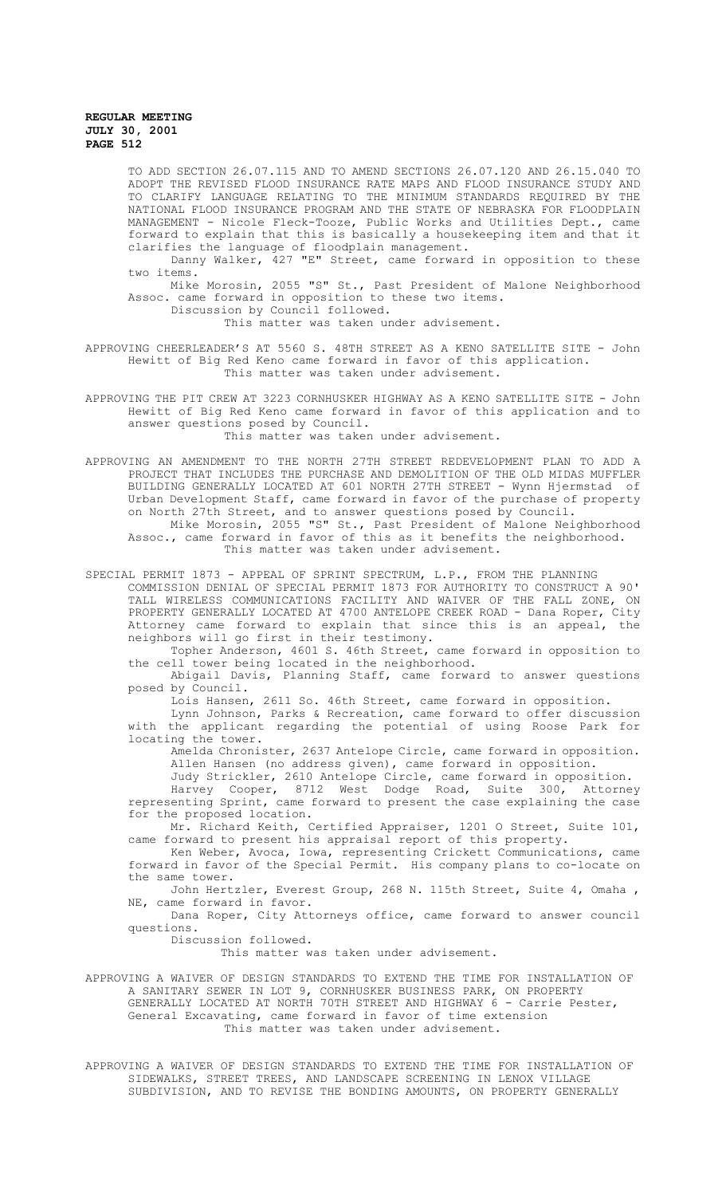TO ADD SECTION 26.07.115 AND TO AMEND SECTIONS 26.07.120 AND 26.15.040 TO ADOPT THE REVISED FLOOD INSURANCE RATE MAPS AND FLOOD INSURANCE STUDY AND TO CLARIFY LANGUAGE RELATING TO THE MINIMUM STANDARDS REQUIRED BY THE NATIONAL FLOOD INSURANCE PROGRAM AND THE STATE OF NEBRASKA FOR FLOODPLAIN MANAGEMENT - Nicole Fleck-Tooze, Public Works and Utilities Dept., came forward to explain that this is basically a housekeeping item and that it clarifies the language of floodplain management.

Danny Walker, 427 "E" Street, came forward in opposition to these two items.

Mike Morosin, 2055 "S" St., Past President of Malone Neighborhood Assoc. came forward in opposition to these two items.

Discussion by Council followed.

This matter was taken under advisement.

APPROVING CHEERLEADER'S AT 5560 S. 48TH STREET AS A KENO SATELLITE SITE - John Hewitt of Big Red Keno came forward in favor of this application.
This matter was taken under advisement.

APPROVING THE PIT CREW AT 3223 CORNHUSKER HIGHWAY AS A KENO SATELLITE SITE - John Hewitt of Big Red Keno came forward in favor of this application and to answer questions posed by Council.
This matter was taken under advisement.

APPROVING AN AMENDMENT TO THE NORTH 27TH STREET REDEVELOPMENT PLAN TO ADD A PROJECT THAT INCLUDES THE PURCHASE AND DEMOLITION OF THE OLD MIDAS MUFFLER BUILDING GENERALLY LOCATED AT 601 NORTH 27TH STREET - Wynn Hjermstad of Urban Development Staff, came forward in favor of the purchase of property on North 27th Street, and to answer questions posed by Council.

Mike Morosin, 2055 "S" St., Past President of Malone Neighborhood Assoc., came forward in favor of this as it benefits the neighborhood.
This matter was taken under advisement.

SPECIAL PERMIT 1873 - APPEAL OF SPRINT SPECTRUM, L.P., FROM THE PLANNING COMMISSION DENIAL OF SPECIAL PERMIT 1873 FOR AUTHORITY TO CONSTRUCT A 90' TALL WIRELESS COMMUNICATIONS FACILITY AND WAIVER OF THE FALL ZONE, ON PROPERTY GENERALLY LOCATED AT 4700 ANTELOPE CREEK ROAD - Dana Roper, City Attorney came forward to explain that since this is an appeal, the neighbors will go first in their testimony.

Topher Anderson, 4601 S. 46th Street, came forward in opposition to the cell tower being located in the neighborhood.

Abigail Davis, Planning Staff, came forward to answer questions posed by Council.

Lois Hansen, 2611 So. 46th Street, came forward in opposition.

Lynn Johnson, Parks & Recreation, came forward to offer discussion with the applicant regarding the potential of using Roose Park for locating the tower.

Amelda Chronister, 2637 Antelope Circle, came forward in opposition.

Allen Hansen (no address given), came forward in opposition.

Judy Strickler, 2610 Antelope Circle, came forward in opposition.

Harvey Cooper, 8712 West Dodge Road, Suite 300, Attorney representing Sprint, came forward to present the case explaining the case for the proposed location.

Mr. Richard Keith, Certified Appraiser, 1201 O Street, Suite 101, came forward to present his appraisal report of this property.

Ken Weber, Avoca, Iowa, representing Crickett Communications, came forward in favor of the Special Permit. His company plans to co-locate on the same tower.

John Hertzler, Everest Group, 268 N. 115th Street, Suite 4, Omaha , NE, came forward in favor.

Dana Roper, City Attorneys office, came forward to answer council questions.

Discussion followed.

This matter was taken under advisement.

APPROVING A WAIVER OF DESIGN STANDARDS TO EXTEND THE TIME FOR INSTALLATION OF A SANITARY SEWER IN LOT 9, CORNHUSKER BUSINESS PARK, ON PROPERTY GENERALLY LOCATED AT NORTH 70TH STREET AND HIGHWAY 6 - Carrie Pester, General Excavating, came forward in favor of time extension
This matter was taken under advisement.

APPROVING A WAIVER OF DESIGN STANDARDS TO EXTEND THE TIME FOR INSTALLATION OF SIDEWALKS, STREET TREES, AND LANDSCAPE SCREENING IN LENOX VILLAGE SUBDIVISION, AND TO REVISE THE BONDING AMOUNTS, ON PROPERTY GENERALLY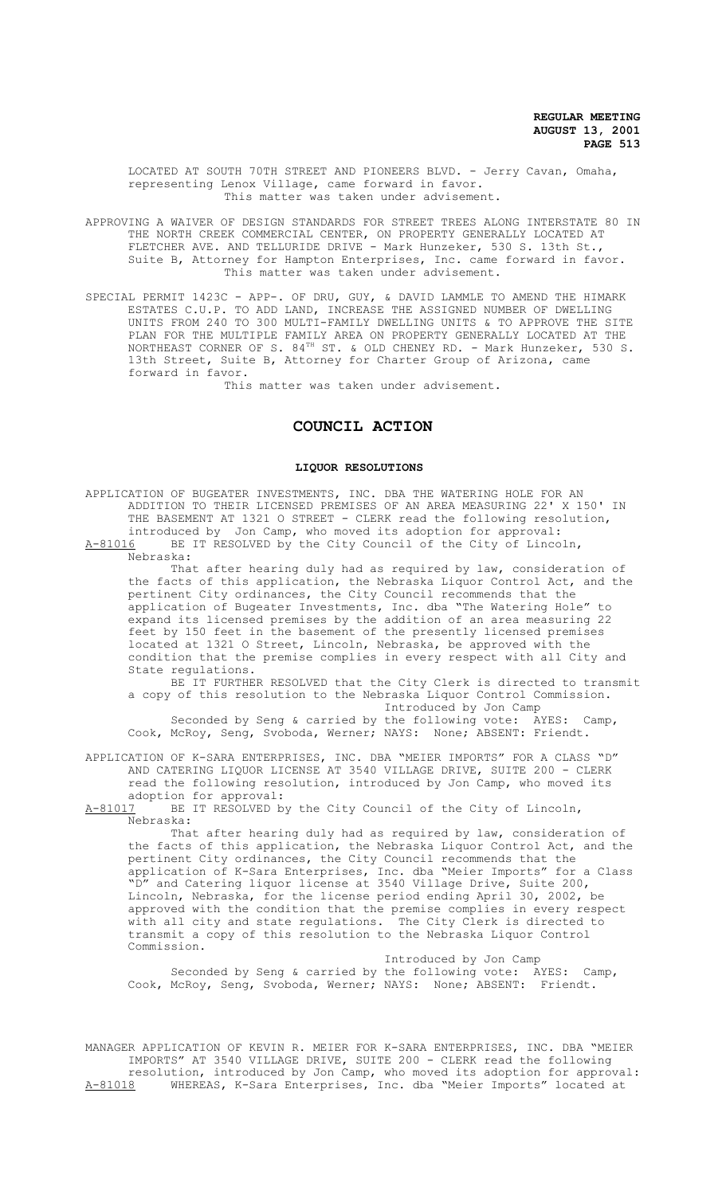LOCATED AT SOUTH 70TH STREET AND PIONEERS BLVD. - Jerry Cavan, Omaha, representing Lenox Village, came forward in favor.
This matter was taken under advisement.

APPROVING A WAIVER OF DESIGN STANDARDS FOR STREET TREES ALONG INTERSTATE 80 IN THE NORTH CREEK COMMERCIAL CENTER, ON PROPERTY GENERALLY LOCATED AT FLETCHER AVE. AND TELLURIDE DRIVE - Mark Hunzeker, 530 S. 13th St., Suite B, Attorney for Hampton Enterprises, Inc. came forward in favor.
This matter was taken under advisement.

SPECIAL PERMIT 1423C - APP-. OF DRU, GUY, & DAVID LAMMLE TO AMEND THE HIMARK ESTATES C.U.P. TO ADD LAND, INCREASE THE ASSIGNED NUMBER OF DWELLING UNITS FROM 240 TO 300 MULTI-FAMILY DWELLING UNITS & TO APPROVE THE SITE PLAN FOR THE MULTIPLE FAMILY AREA ON PROPERTY GENERALLY LOCATED AT THE NORTHEAST CORNER OF S. 84TH ST. & OLD CHENEY RD. - Mark Hunzeker, 530 S. 13th Street, Suite B, Attorney for Charter Group of Arizona, came forward in favor.
This matter was taken under advisement.

## COUNCIL ACTION

### LIQUOR RESOLUTIONS

APPLICATION OF BUGEATER INVESTMENTS, INC. DBA THE WATERING HOLE FOR AN ADDITION TO THEIR LICENSED PREMISES OF AN AREA MEASURING 22' X 150' IN THE BASEMENT AT 1321 O STREET - CLERK read the following resolution, introduced by Jon Camp, who moved its adoption for approval:

A-81016 BE IT RESOLVED by the City Council of the City of Lincoln, Nebraska:

That after hearing duly had as required by law, consideration of the facts of this application, the Nebraska Liquor Control Act, and the pertinent City ordinances, the City Council recommends that the application of Bugeater Investments, Inc. dba "The Watering Hole" to expand its licensed premises by the addition of an area measuring 22 feet by 150 feet in the basement of the presently licensed premises located at 1321 O Street, Lincoln, Nebraska, be approved with the condition that the premise complies in every respect with all City and State regulations.

BE IT FURTHER RESOLVED that the City Clerk is directed to transmit a copy of this resolution to the Nebraska Liquor Control Commission.

Introduced by Jon Camp

Seconded by Seng & carried by the following vote: AYES: Camp, Cook, McRoy, Seng, Svoboda, Werner; NAYS: None; ABSENT: Friendt.

APPLICATION OF K-SARA ENTERPRISES, INC. DBA "MEIER IMPORTS" FOR A CLASS "D" AND CATERING LIQUOR LICENSE AT 3540 VILLAGE DRIVE, SUITE 200 - CLERK read the following resolution, introduced by Jon Camp, who moved its adoption for approval:

A-81017 BE IT RESOLVED by the City Council of the City of Lincoln, Nebraska:

That after hearing duly had as required by law, consideration of the facts of this application, the Nebraska Liquor Control Act, and the pertinent City ordinances, the City Council recommends that the application of K-Sara Enterprises, Inc. dba "Meier Imports" for a Class "D" and Catering liquor license at 3540 Village Drive, Suite 200, Lincoln, Nebraska, for the license period ending April 30, 2002, be approved with the condition that the premise complies in every respect with all city and state regulations. The City Clerk is directed to transmit a copy of this resolution to the Nebraska Liquor Control Commission.

Introduced by Jon Camp

Seconded by Seng & carried by the following vote: AYES: Camp, Cook, McRoy, Seng, Svoboda, Werner; NAYS: None; ABSENT: Friendt.

MANAGER APPLICATION OF KEVIN R. MEIER FOR K-SARA ENTERPRISES, INC. DBA "MEIER IMPORTS" AT 3540 VILLAGE DRIVE, SUITE 200 - CLERK read the following resolution, introduced by Jon Camp, who moved its adoption for approval:

A-81018 WHEREAS, K-Sara Enterprises, Inc. dba "Meier Imports" located at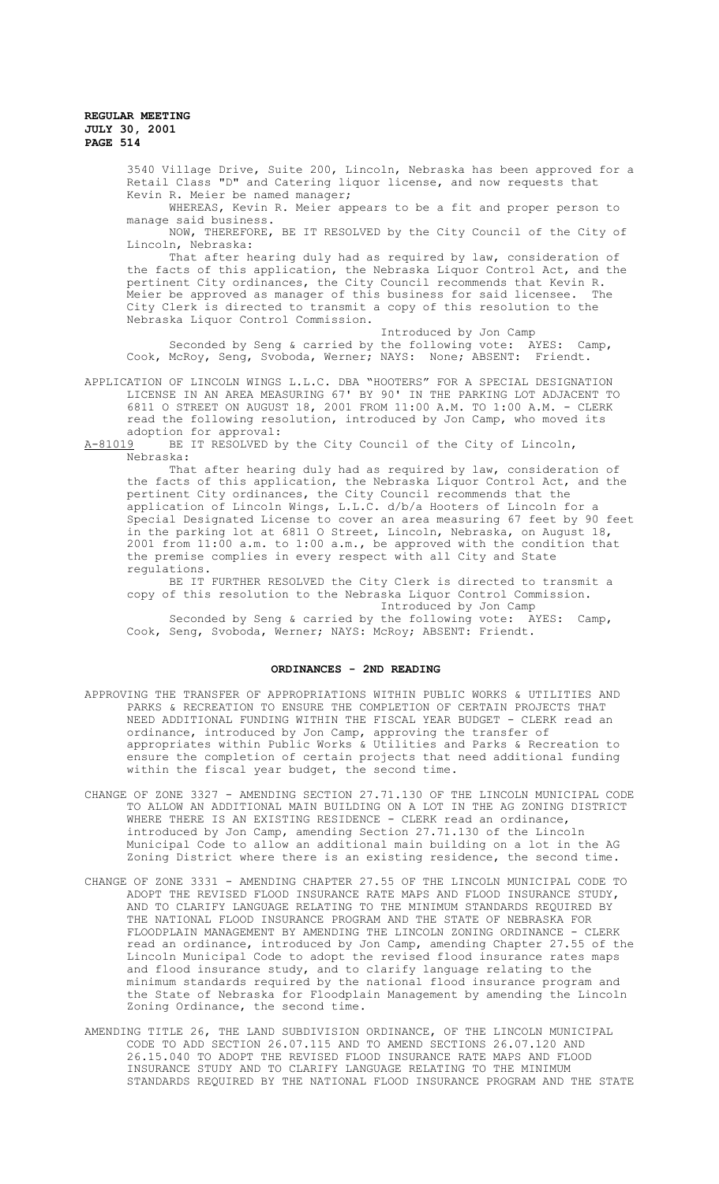3540 Village Drive, Suite 200, Lincoln, Nebraska has been approved for a Retail Class "D" and Catering liquor license, and now requests that Kevin R. Meier be named manager;

WHEREAS, Kevin R. Meier appears to be a fit and proper person to manage said business.

NOW, THEREFORE, BE IT RESOLVED by the City Council of the City of Lincoln, Nebraska:

That after hearing duly had as required by law, consideration of the facts of this application, the Nebraska Liquor Control Act, and the pertinent City ordinances, the City Council recommends that Kevin R. Meier be approved as manager of this business for said licensee. The City Clerk is directed to transmit a copy of this resolution to the Nebraska Liquor Control Commission.

Introduced by Jon Camp

Seconded by Seng & carried by the following vote: AYES: Camp, Cook, McRoy, Seng, Svoboda, Werner; NAYS: None; ABSENT: Friendt.

APPLICATION OF LINCOLN WINGS L.L.C. DBA "HOOTERS" FOR A SPECIAL DESIGNATION LICENSE IN AN AREA MEASURING 67' BY 90' IN THE PARKING LOT ADJACENT TO 6811 O STREET ON AUGUST 18, 2001 FROM 11:00 A.M. TO 1:00 A.M. - CLERK read the following resolution, introduced by Jon Camp, who moved its adoption for approval:

A-81019 BE IT RESOLVED by the City Council of the City of Lincoln, Nebraska:

That after hearing duly had as required by law, consideration of the facts of this application, the Nebraska Liquor Control Act, and the pertinent City ordinances, the City Council recommends that the application of Lincoln Wings, L.L.C. d/b/a Hooters of Lincoln for a Special Designated License to cover an area measuring 67 feet by 90 feet in the parking lot at 6811 O Street, Lincoln, Nebraska, on August 18, 2001 from 11:00 a.m. to 1:00 a.m., be approved with the condition that the premise complies in every respect with all City and State regulations.

BE IT FURTHER RESOLVED the City Clerk is directed to transmit a copy of this resolution to the Nebraska Liquor Control Commission.

Introduced by Jon Camp

Seconded by Seng & carried by the following vote: AYES: Camp, Cook, Seng, Svoboda, Werner; NAYS: McRoy; ABSENT: Friendt.

## ORDINANCES - 2ND READING

APPROVING THE TRANSFER OF APPROPRIATIONS WITHIN PUBLIC WORKS & UTILITIES AND PARKS & RECREATION TO ENSURE THE COMPLETION OF CERTAIN PROJECTS THAT NEED ADDITIONAL FUNDING WITHIN THE FISCAL YEAR BUDGET - CLERK read an ordinance, introduced by Jon Camp, approving the transfer of appropriates within Public Works & Utilities and Parks & Recreation to ensure the completion of certain projects that need additional funding within the fiscal year budget, the second time.

CHANGE OF ZONE 3327 - AMENDING SECTION 27.71.130 OF THE LINCOLN MUNICIPAL CODE TO ALLOW AN ADDITIONAL MAIN BUILDING ON A LOT IN THE AG ZONING DISTRICT WHERE THERE IS AN EXISTING RESIDENCE - CLERK read an ordinance, introduced by Jon Camp, amending Section 27.71.130 of the Lincoln Municipal Code to allow an additional main building on a lot in the AG Zoning District where there is an existing residence, the second time.

CHANGE OF ZONE 3331 - AMENDING CHAPTER 27.55 OF THE LINCOLN MUNICIPAL CODE TO ADOPT THE REVISED FLOOD INSURANCE RATE MAPS AND FLOOD INSURANCE STUDY, AND TO CLARIFY LANGUAGE RELATING TO THE MINIMUM STANDARDS REQUIRED BY THE NATIONAL FLOOD INSURANCE PROGRAM AND THE STATE OF NEBRASKA FOR FLOODPLAIN MANAGEMENT BY AMENDING THE LINCOLN ZONING ORDINANCE - CLERK read an ordinance, introduced by Jon Camp, amending Chapter 27.55 of the Lincoln Municipal Code to adopt the revised flood insurance rates maps and flood insurance study, and to clarify language relating to the minimum standards required by the national flood insurance program and the State of Nebraska for Floodplain Management by amending the Lincoln Zoning Ordinance, the second time.

AMENDING TITLE 26, THE LAND SUBDIVISION ORDINANCE, OF THE LINCOLN MUNICIPAL CODE TO ADD SECTION 26.07.115 AND TO AMEND SECTIONS 26.07.120 AND 26.15.040 TO ADOPT THE REVISED FLOOD INSURANCE RATE MAPS AND FLOOD INSURANCE STUDY AND TO CLARIFY LANGUAGE RELATING TO THE MINIMUM STANDARDS REQUIRED BY THE NATIONAL FLOOD INSURANCE PROGRAM AND THE STATE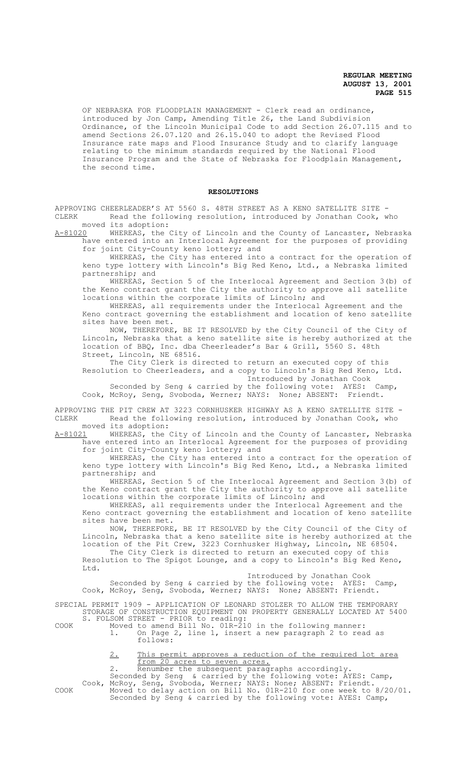OF NEBRASKA FOR FLOODPLAIN MANAGEMENT - Clerk read an ordinance, introduced by Jon Camp, Amending Title 26, the Land Subdivision Ordinance, of the Lincoln Municipal Code to add Section 26.07.115 and to amend Sections 26.07.120 and 26.15.040 to adopt the Revised Flood Insurance rate maps and Flood Insurance Study and to clarify language relating to the minimum standards required by the National Flood Insurance Program and the State of Nebraska for Floodplain Management, the second time.

## RESOLUTIONS

APPROVING CHEERLEADER'S AT 5560 S. 48TH STREET AS A KENO SATELLITE SITE - CLERK Read the following resolution, introduced by Jonathan Cook, who moved its adoption:

A-81020 WHEREAS, the City of Lincoln and the County of Lancaster, Nebraska have entered into an Interlocal Agreement for the purposes of providing for joint City-County keno lottery; and

WHEREAS, the City has entered into a contract for the operation of keno type lottery with Lincoln's Big Red Keno, Ltd., a Nebraska limited partnership; and

WHEREAS, Section 5 of the Interlocal Agreement and Section 3(b) of the Keno contract grant the City the authority to approve all satellite locations within the corporate limits of Lincoln; and

WHEREAS, all requirements under the Interlocal Agreement and the Keno contract governing the establishment and location of keno satellite sites have been met.

NOW, THEREFORE, BE IT RESOLVED by the City Council of the City of Lincoln, Nebraska that a keno satellite site is hereby authorized at the location of BBQ, Inc. dba Cheerleader's Bar & Grill, 5560 S. 48th Street, Lincoln, NE 68516.

The City Clerk is directed to return an executed copy of this Resolution to Cheerleaders, and a copy to Lincoln's Big Red Keno, Ltd.

Introduced by Jonathan Cook

Seconded by Seng & carried by the following vote: AYES: Camp, Cook, McRoy, Seng, Svoboda, Werner; NAYS: None; ABSENT: Friendt.

APPROVING THE PIT CREW AT 3223 CORNHUSKER HIGHWAY AS A KENO SATELLITE SITE - CLERK Read the following resolution, introduced by Jonathan Cook, who moved its adoption:

A-81021 WHEREAS, the City of Lincoln and the County of Lancaster, Nebraska have entered into an Interlocal Agreement for the purposes of providing for joint City-County keno lottery; and

WHEREAS, the City has entered into a contract for the operation of keno type lottery with Lincoln's Big Red Keno, Ltd., a Nebraska limited partnership; and

WHEREAS, Section 5 of the Interlocal Agreement and Section 3(b) of the Keno contract grant the City the authority to approve all satellite locations within the corporate limits of Lincoln; and

WHEREAS, all requirements under the Interlocal Agreement and the Keno contract governing the establishment and location of keno satellite sites have been met.

NOW, THEREFORE, BE IT RESOLVED by the City Council of the City of Lincoln, Nebraska that a keno satellite site is hereby authorized at the location of the Pit Crew, 3223 Cornhusker Highway, Lincoln, NE 68504.

The City Clerk is directed to return an executed copy of this Resolution to The Spigot Lounge, and a copy to Lincoln's Big Red Keno, Ltd.

Introduced by Jonathan Cook

Seconded by Seng & carried by the following vote: AYES: Camp, Cook, McRoy, Seng, Svoboda, Werner; NAYS: None; ABSENT: Friendt.

SPECIAL PERMIT 1909 - APPLICATION OF LEONARD STOLZER TO ALLOW THE TEMPORARY STORAGE OF CONSTRUCTION EQUIPMENT ON PROPERTY GENERALLY LOCATED AT 5400 S. FOLSOM STREET - PRIOR to reading:

COOK Moved to amend Bill No. 01R-210 in the following manner:

1. On Page 2, line 1, insert a new paragraph 2 to read as follows:

   2. This permit approves a reduction of the required lot area from 20 acres to seven acres.

2. Renumber the subsequent paragraphs accordingly.

Seconded by Seng & carried by the following vote: AYES: Camp, Cook, McRoy, Seng, Svoboda, Werner; NAYS: None; ABSENT: Friendt.

COOK Moved to delay action on Bill No. 01R-210 for one week to 8/20/01. Seconded by Seng & carried by the following vote: AYES: Camp,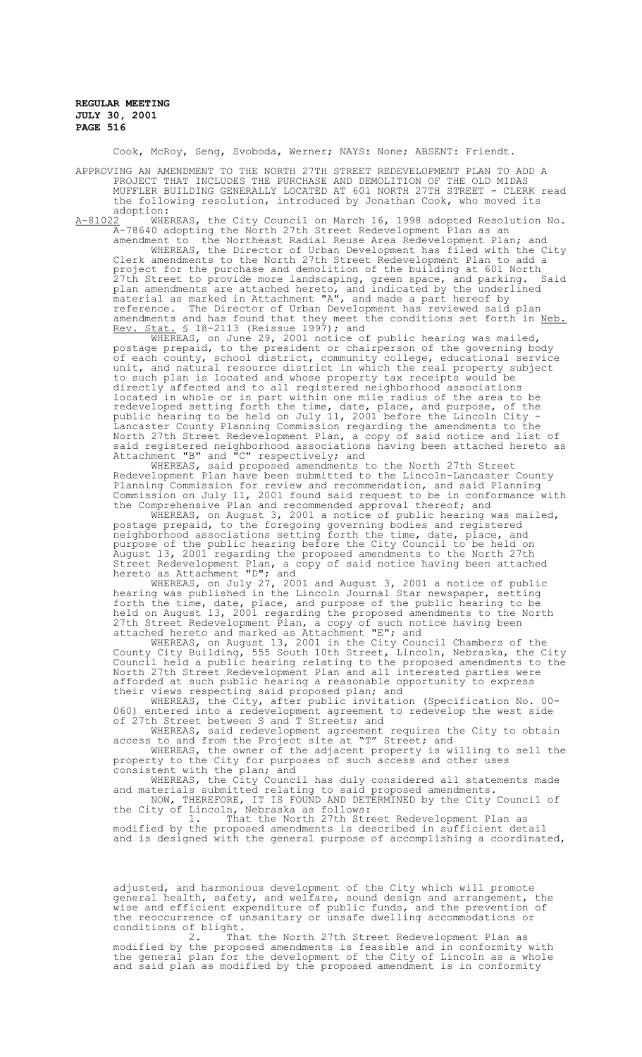Cook, McRoy, Seng, Svoboda, Werner; NAYS: None; ABSENT: Friendt.

APPROVING AN AMENDMENT TO THE NORTH 27TH STREET REDEVELOPMENT PLAN TO ADD A PROJECT THAT INCLUDES THE PURCHASE AND DEMOLITION OF THE OLD MIDAS MUFFLER BUILDING GENERALLY LOCATED AT 601 NORTH 27TH STREET - CLERK read the following resolution, introduced by Jonathan Cook, who moved its adoption:

A-81022 WHEREAS, the City Council on March 16, 1998 adopted Resolution No. A-78640 adopting the North 27th Street Redevelopment Plan as an amendment to the Northeast Radial Reuse Area Redevelopment Plan; and

WHEREAS, the Director of Urban Development has filed with the City Clerk amendments to the North 27th Street Redevelopment Plan to add a project for the purchase and demolition of the building at 601 North 27th Street to provide more landscaping, green space, and parking. Said plan amendments are attached hereto, and indicated by the underlined material as marked in Attachment "A", and made a part hereof by reference. The Director of Urban Development has reviewed said plan amendments and has found that they meet the conditions set forth in Neb. Rev. Stat. § 18-2113 (Reissue 1997); and

WHEREAS, on June 29, 2001 notice of public hearing was mailed, postage prepaid, to the president or chairperson of the governing body of each county, school district, community college, educational service unit, and natural resource district in which the real property subject to such plan is located and whose property tax receipts would be directly affected and to all registered neighborhood associations located in whole or in part within one mile radius of the area to be redeveloped setting forth the time, date, place, and purpose, of the public hearing to be held on July 11, 2001 before the Lincoln City - Lancaster County Planning Commission regarding the amendments to the North 27th Street Redevelopment Plan, a copy of said notice and list of said registered neighborhood associations having been attached hereto as Attachment "B" and "C" respectively; and

WHEREAS, said proposed amendments to the North 27th Street Redevelopment Plan have been submitted to the Lincoln-Lancaster County Planning Commission for review and recommendation, and said Planning Commission on July 11, 2001 found said request to be in conformance with the Comprehensive Plan and recommended approval thereof; and

WHEREAS, on August 3, 2001 a notice of public hearing was mailed, postage prepaid, to the foregoing governing bodies and registered neighborhood associations setting forth the time, date, place, and purpose of the public hearing before the City Council to be held on August 13, 2001 regarding the proposed amendments to the North 27th Street Redevelopment Plan, a copy of said notice having been attached hereto as Attachment "D"; and

WHEREAS, on July 27, 2001 and August 3, 2001 a notice of public hearing was published in the Lincoln Journal Star newspaper, setting forth the time, date, place, and purpose of the public hearing to be held on August 13, 2001 regarding the proposed amendments to the North 27th Street Redevelopment Plan, a copy of such notice having been attached hereto and marked as Attachment "E"; and

WHEREAS, on August 13, 2001 in the City Council Chambers of the County City Building, 555 South 10th Street, Lincoln, Nebraska, the City Council held a public hearing relating to the proposed amendments to the North 27th Street Redevelopment Plan and all interested parties were afforded at such public hearing a reasonable opportunity to express their views respecting said proposed plan; and

WHEREAS, the City, after public invitation (Specification No. 00-060) entered into a redevelopment agreement to redevelop the west side of 27th Street between S and T Streets; and

WHEREAS, said redevelopment agreement requires the City to obtain access to and from the Project site at "T" Street; and

WHEREAS, the owner of the adjacent property is willing to sell the property to the City for purposes of such access and other uses consistent with the plan; and

WHEREAS, the City Council has duly considered all statements made and materials submitted relating to said proposed amendments.

NOW, THEREFORE, IT IS FOUND AND DETERMINED by the City Council of the City of Lincoln, Nebraska as follows:

1. That the North 27th Street Redevelopment Plan as modified by the proposed amendments is described in sufficient detail and is designed with the general purpose of accomplishing a coordinated, adjusted, and harmonious development of the City which will promote general health, safety, and welfare, sound design and arrangement, the wise and efficient expenditure of public funds, and the prevention of the reoccurrence of unsanitary or unsafe dwelling accommodations or conditions of blight.

2. That the North 27th Street Redevelopment Plan as modified by the proposed amendments is feasible and in conformity with the general plan for the development of the City of Lincoln as a whole and said plan as modified by the proposed amendment is in conformity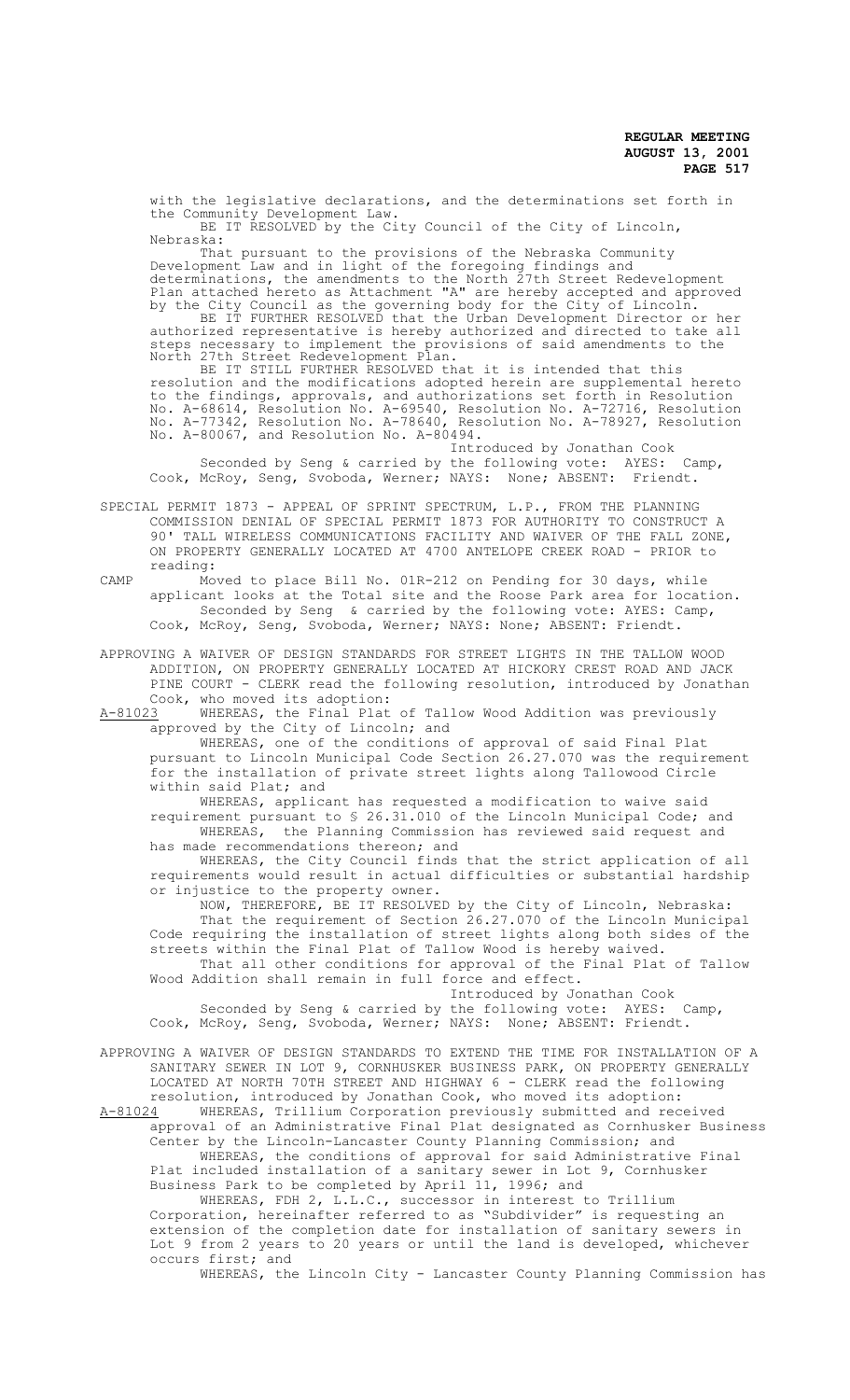with the legislative declarations, and the determinations set forth in the Community Development Law.

BE IT RESOLVED by the City Council of the City of Lincoln, Nebraska:

That pursuant to the provisions of the Nebraska Community Development Law and in light of the foregoing findings and determinations, the amendments to the North 27th Street Redevelopment Plan attached hereto as Attachment "A" are hereby accepted and approved by the City Council as the governing body for the City of Lincoln.

BE IT FURTHER RESOLVED that the Urban Development Director or her authorized representative is hereby authorized and directed to take all steps necessary to implement the provisions of said amendments to the North 27th Street Redevelopment Plan.

BE IT STILL FURTHER RESOLVED that it is intended that this resolution and the modifications adopted herein are supplemental hereto to the findings, approvals, and authorizations set forth in Resolution No. A-68614, Resolution No. A-69540, Resolution No. A-72716, Resolution No. A-77342, Resolution No. A-78640, Resolution No. A-78927, Resolution No. A-80067, and Resolution No. A-80494.

Introduced by Jonathan Cook

Seconded by Seng & carried by the following vote: AYES: Camp, Cook, McRoy, Seng, Svoboda, Werner; NAYS: None; ABSENT: Friendt.

SPECIAL PERMIT 1873 - APPEAL OF SPRINT SPECTRUM, L.P., FROM THE PLANNING COMMISSION DENIAL OF SPECIAL PERMIT 1873 FOR AUTHORITY TO CONSTRUCT A 90' TALL WIRELESS COMMUNICATIONS FACILITY AND WAIVER OF THE FALL ZONE, ON PROPERTY GENERALLY LOCATED AT 4700 ANTELOPE CREEK ROAD - PRIOR to reading:

CAMP Moved to place Bill No. 01R-212 on Pending for 30 days, while applicant looks at the Total site and the Roose Park area for location.

Seconded by Seng & carried by the following vote: AYES: Camp, Cook, McRoy, Seng, Svoboda, Werner; NAYS: None; ABSENT: Friendt.

APPROVING A WAIVER OF DESIGN STANDARDS FOR STREET LIGHTS IN THE TALLOW WOOD ADDITION, ON PROPERTY GENERALLY LOCATED AT HICKORY CREST ROAD AND JACK PINE COURT - CLERK read the following resolution, introduced by Jonathan Cook, who moved its adoption:

A-81023 WHEREAS, the Final Plat of Tallow Wood Addition was previously approved by the City of Lincoln; and

WHEREAS, one of the conditions of approval of said Final Plat pursuant to Lincoln Municipal Code Section 26.27.070 was the requirement for the installation of private street lights along Tallowood Circle within said Plat; and

WHEREAS, applicant has requested a modification to waive said requirement pursuant to § 26.31.010 of the Lincoln Municipal Code; and

WHEREAS, the Planning Commission has reviewed said request and has made recommendations thereon; and

WHEREAS, the City Council finds that the strict application of all requirements would result in actual difficulties or substantial hardship or injustice to the property owner.

NOW, THEREFORE, BE IT RESOLVED by the City of Lincoln, Nebraska:

That the requirement of Section 26.27.070 of the Lincoln Municipal Code requiring the installation of street lights along both sides of the streets within the Final Plat of Tallow Wood is hereby waived.

That all other conditions for approval of the Final Plat of Tallow Wood Addition shall remain in full force and effect.

Introduced by Jonathan Cook

Seconded by Seng & carried by the following vote: AYES: Camp, Cook, McRoy, Seng, Svoboda, Werner; NAYS: None; ABSENT: Friendt.

APPROVING A WAIVER OF DESIGN STANDARDS TO EXTEND THE TIME FOR INSTALLATION OF A SANITARY SEWER IN LOT 9, CORNHUSKER BUSINESS PARK, ON PROPERTY GENERALLY LOCATED AT NORTH 70TH STREET AND HIGHWAY 6 - CLERK read the following resolution, introduced by Jonathan Cook, who moved its adoption:

A-81024 WHEREAS, Trillium Corporation previously submitted and received approval of an Administrative Final Plat designated as Cornhusker Business Center by the Lincoln-Lancaster County Planning Commission; and

WHEREAS, the conditions of approval for said Administrative Final Plat included installation of a sanitary sewer in Lot 9, Cornhusker Business Park to be completed by April 11, 1996; and

WHEREAS, FDH 2, L.L.C., successor in interest to Trillium Corporation, hereinafter referred to as "Subdivider" is requesting an extension of the completion date for installation of sanitary sewers in Lot 9 from 2 years to 20 years or until the land is developed, whichever occurs first; and

WHEREAS, the Lincoln City - Lancaster County Planning Commission has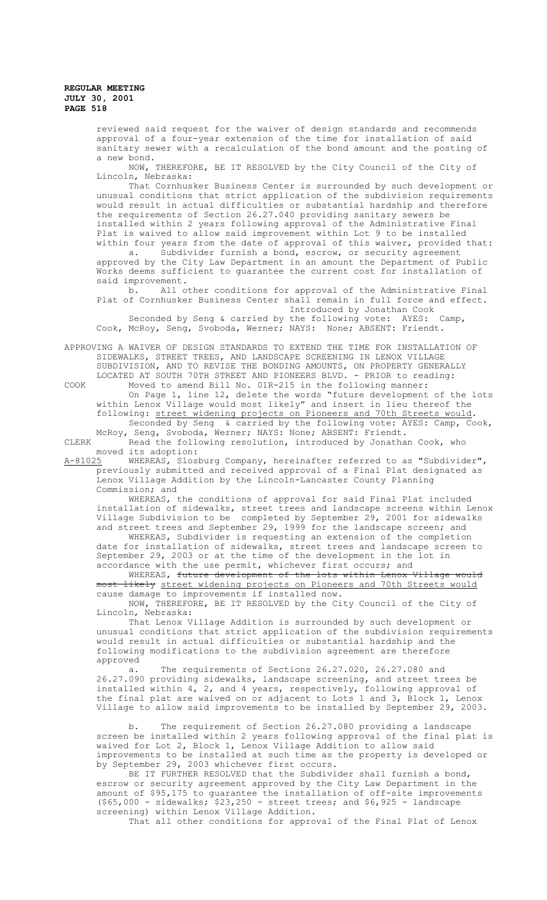reviewed said request for the waiver of design standards and recommends approval of a four-year extension of the time for installation of said sanitary sewer with a recalculation of the bond amount and the posting of a new bond.

NOW, THEREFORE, BE IT RESOLVED by the City Council of the City of Lincoln, Nebraska:

That Cornhusker Business Center is surrounded by such development or unusual conditions that strict application of the subdivision requirements would result in actual difficulties or substantial hardship and therefore the requirements of Section 26.27.040 providing sanitary sewers be installed within 2 years following approval of the Administrative Final Plat is waived to allow said improvement within Lot 9 to be installed within four years from the date of approval of this waiver, provided that:

a. Subdivider furnish a bond, escrow, or security agreement approved by the City Law Department in an amount the Department of Public Works deems sufficient to guarantee the current cost for installation of said improvement.

b. All other conditions for approval of the Administrative Final Plat of Cornhusker Business Center shall remain in full force and effect.

Introduced by Jonathan Cook

Seconded by Seng & carried by the following vote: AYES: Camp, Cook, McRoy, Seng, Svoboda, Werner; NAYS: None; ABSENT: Friendt.

APPROVING A WAIVER OF DESIGN STANDARDS TO EXTEND THE TIME FOR INSTALLATION OF SIDEWALKS, STREET TREES, AND LANDSCAPE SCREENING IN LENOX VILLAGE SUBDIVISION, AND TO REVISE THE BONDING AMOUNTS, ON PROPERTY GENERALLY LOCATED AT SOUTH 70TH STREET AND PIONEERS BLVD. - PRIOR to reading:

COOK Moved to amend Bill No. 01R-215 in the following manner:

On Page 1, line 12, delete the words "future development of the lots within Lenox Village would most likely" and insert in lieu thereof the following: street widening projects on Pioneers and 70th Streets would.

Seconded by Seng & carried by the following vote: AYES: Camp, Cook, McRoy, Seng, Svoboda, Werner; NAYS: None; ABSENT: Friendt.

CLERK Read the following resolution, introduced by Jonathan Cook, who moved its adoption:

A-81025 WHEREAS, Slosburg Company, hereinafter referred to as "Subdivider", previously submitted and received approval of a Final Plat designated as Lenox Village Addition by the Lincoln-Lancaster County Planning Commission; and

WHEREAS, the conditions of approval for said Final Plat included installation of sidewalks, street trees and landscape screens within Lenox Village Subdivision to be completed by September 29, 2001 for sidewalks and street trees and September 29, 1999 for the landscape screen; and

WHEREAS, Subdivider is requesting an extension of the completion date for installation of sidewalks, street trees and landscape screen to September 29, 2003 or at the time of the development in the lot in accordance with the use permit, whichever first occurs; and

WHEREAS, ~~future development of the lots within Lenox Village would most likely~~ street widening projects on Pioneers and 70th Streets would cause damage to improvements if installed now.

NOW, THEREFORE, BE IT RESOLVED by the City Council of the City of Lincoln, Nebraska:

That Lenox Village Addition is surrounded by such development or unusual conditions that strict application of the subdivision requirements would result in actual difficulties or substantial hardship and the following modifications to the subdivision agreement are therefore approved

a. The requirements of Sections 26.27.020, 26.27.080 and 26.27.090 providing sidewalks, landscape screening, and street trees be installed within 4, 2, and 4 years, respectively, following approval of the final plat are waived on or adjacent to Lots 1 and 3, Block 1, Lenox Village to allow said improvements to be installed by September 29, 2003.

b. The requirement of Section 26.27.080 providing a landscape screen be installed within 2 years following approval of the final plat is waived for Lot 2, Block 1, Lenox Village Addition to allow said improvements to be installed at such time as the property is developed or by September 29, 2003 whichever first occurs.

BE IT FURTHER RESOLVED that the Subdivider shall furnish a bond, escrow or security agreement approved by the City Law Department in the amount of $95,175 to guarantee the installation of off-site improvements ($65,000 - sidewalks; $23,250 - street trees; and $6,925 - landscape screening) within Lenox Village Addition.

That all other conditions for approval of the Final Plat of Lenox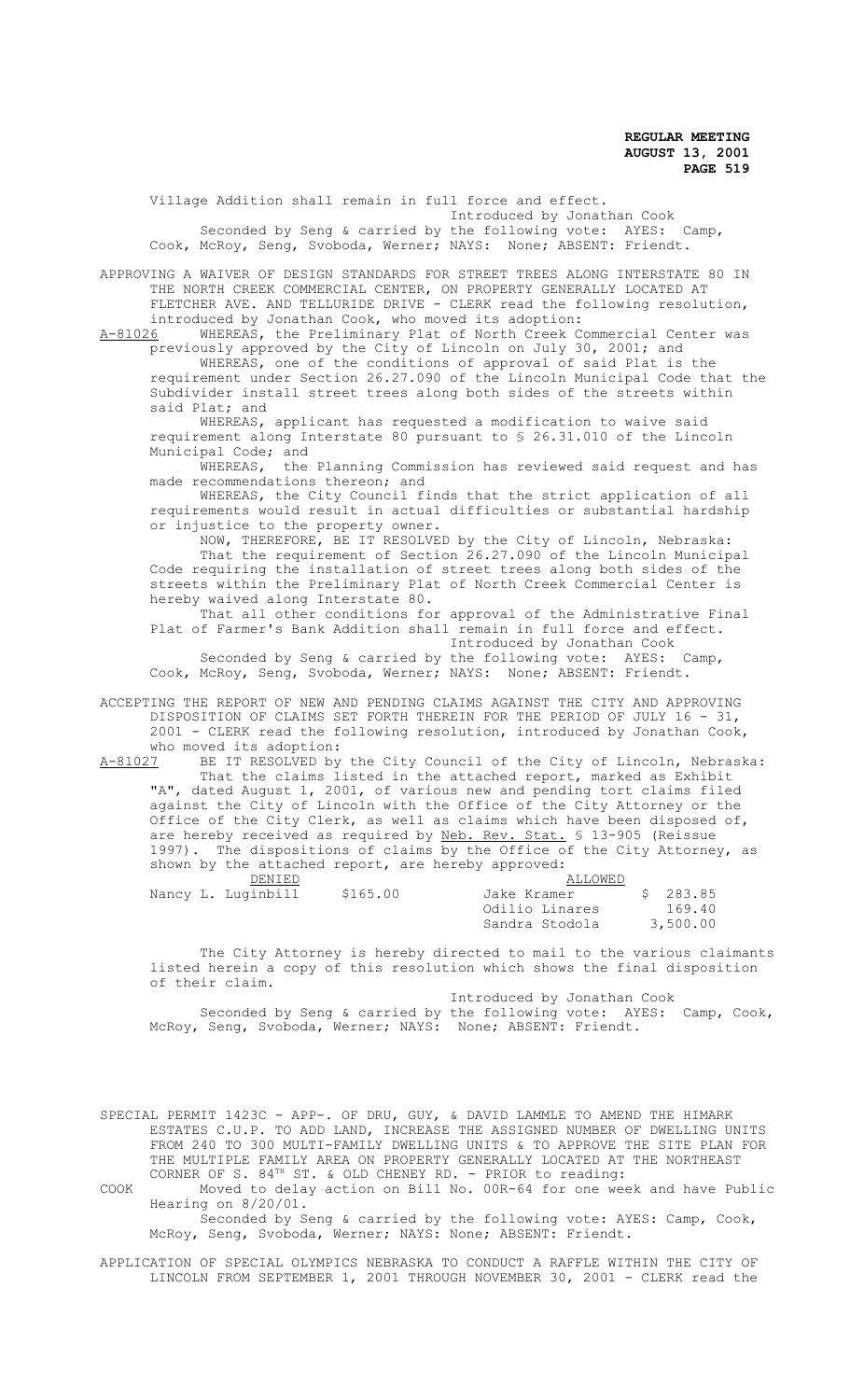Village Addition shall remain in full force and effect.

Introduced by Jonathan Cook

Seconded by Seng & carried by the following vote: AYES: Camp, Cook, McRoy, Seng, Svoboda, Werner; NAYS: None; ABSENT: Friendt.

APPROVING A WAIVER OF DESIGN STANDARDS FOR STREET TREES ALONG INTERSTATE 80 IN THE NORTH CREEK COMMERCIAL CENTER, ON PROPERTY GENERALLY LOCATED AT FLETCHER AVE. AND TELLURIDE DRIVE - CLERK read the following resolution, introduced by Jonathan Cook, who moved its adoption:

A-81026 WHEREAS, the Preliminary Plat of North Creek Commercial Center was previously approved by the City of Lincoln on July 30, 2001; and

WHEREAS, one of the conditions of approval of said Plat is the requirement under Section 26.27.090 of the Lincoln Municipal Code that the Subdivider install street trees along both sides of the streets within said Plat; and

WHEREAS, applicant has requested a modification to waive said requirement along Interstate 80 pursuant to § 26.31.010 of the Lincoln Municipal Code; and

WHEREAS, the Planning Commission has reviewed said request and has made recommendations thereon; and

WHEREAS, the City Council finds that the strict application of all requirements would result in actual difficulties or substantial hardship or injustice to the property owner.

NOW, THEREFORE, BE IT RESOLVED by the City of Lincoln, Nebraska:

That the requirement of Section 26.27.090 of the Lincoln Municipal Code requiring the installation of street trees along both sides of the streets within the Preliminary Plat of North Creek Commercial Center is hereby waived along Interstate 80.

That all other conditions for approval of the Administrative Final Plat of Farmer's Bank Addition shall remain in full force and effect.

Introduced by Jonathan Cook

Seconded by Seng & carried by the following vote: AYES: Camp, Cook, McRoy, Seng, Svoboda, Werner; NAYS: None; ABSENT: Friendt.

ACCEPTING THE REPORT OF NEW AND PENDING CLAIMS AGAINST THE CITY AND APPROVING DISPOSITION OF CLAIMS SET FORTH THEREIN FOR THE PERIOD OF JULY 16 - 31, 2001 - CLERK read the following resolution, introduced by Jonathan Cook, who moved its adoption:

A-81027 BE IT RESOLVED by the City Council of the City of Lincoln, Nebraska:

That the claims listed in the attached report, marked as Exhibit "A", dated August 1, 2001, of various new and pending tort claims filed against the City of Lincoln with the Office of the City Attorney or the Office of the City Clerk, as well as claims which have been disposed of, are hereby received as required by Neb. Rev. Stat. § 13-905 (Reissue 1997). The dispositions of claims by the Office of the City Attorney, as shown by the attached report, are hereby approved:

| DENIED | | ALLOWED | |
|---|---|---|---|
| Nancy L. Luginbill | $165.00 | Jake Kramer | $ 283.85 |
| | | Odilio Linares | 169.40 |
| | | Sandra Stodola | 3,500.00 |

The City Attorney is hereby directed to mail to the various claimants listed herein a copy of this resolution which shows the final disposition of their claim.

Introduced by Jonathan Cook

Seconded by Seng & carried by the following vote: AYES: Camp, Cook, McRoy, Seng, Svoboda, Werner; NAYS: None; ABSENT: Friendt.

SPECIAL PERMIT 1423C - APP-. OF DRU, GUY, & DAVID LAMMLE TO AMEND THE HIMARK ESTATES C.U.P. TO ADD LAND, INCREASE THE ASSIGNED NUMBER OF DWELLING UNITS FROM 240 TO 300 MULTI-FAMILY DWELLING UNITS & TO APPROVE THE SITE PLAN FOR THE MULTIPLE FAMILY AREA ON PROPERTY GENERALLY LOCATED AT THE NORTHEAST CORNER OF S. 84TH ST. & OLD CHENEY RD. - PRIOR to reading:

COOK Moved to delay action on Bill No. 00R-64 for one week and have Public Hearing on 8/20/01.

Seconded by Seng & carried by the following vote: AYES: Camp, Cook, McRoy, Seng, Svoboda, Werner; NAYS: None; ABSENT: Friendt.

APPLICATION OF SPECIAL OLYMPICS NEBRASKA TO CONDUCT A RAFFLE WITHIN THE CITY OF LINCOLN FROM SEPTEMBER 1, 2001 THROUGH NOVEMBER 30, 2001 - CLERK read the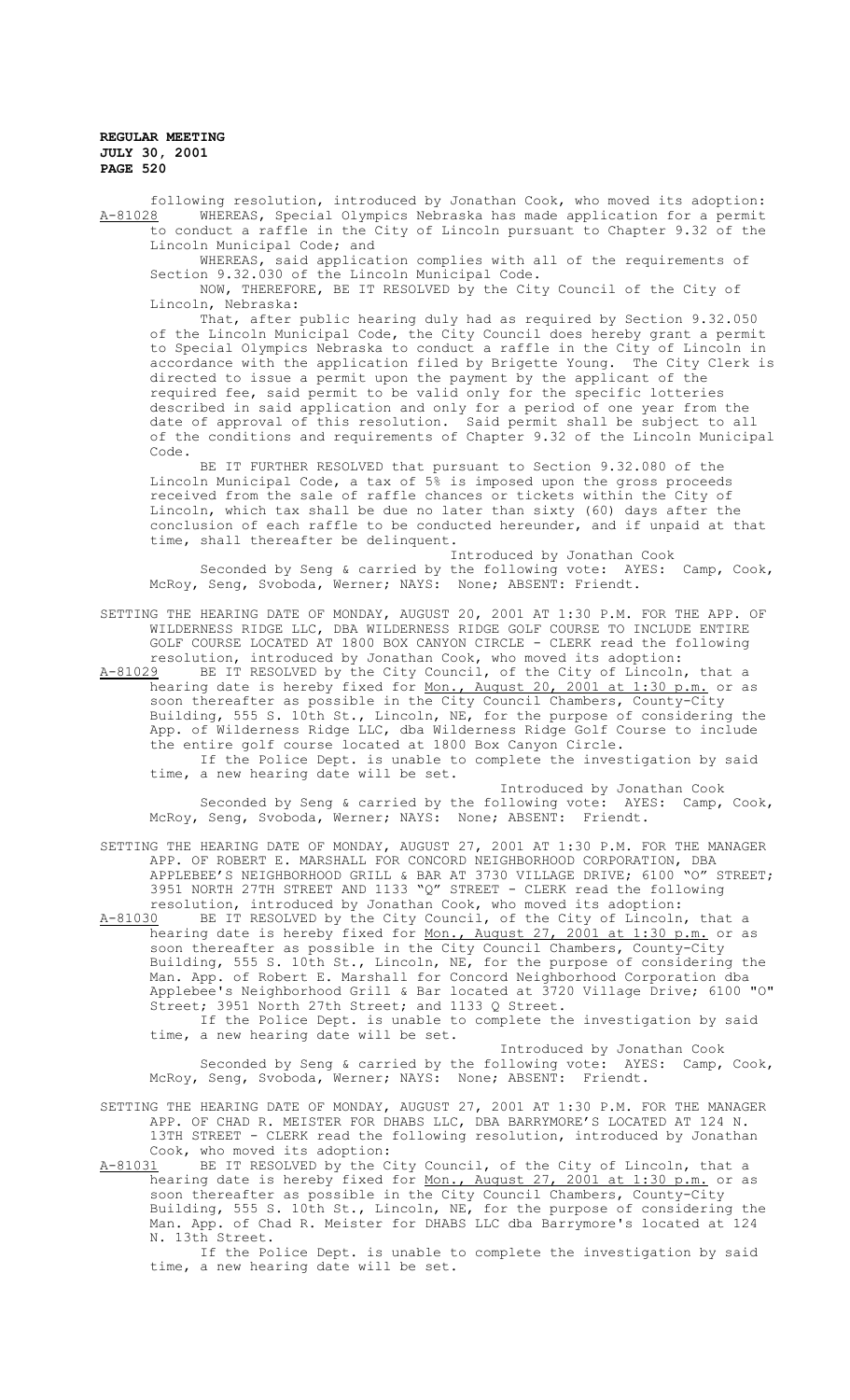following resolution, introduced by Jonathan Cook, who moved its adoption:

A-81028 WHEREAS, Special Olympics Nebraska has made application for a permit to conduct a raffle in the City of Lincoln pursuant to Chapter 9.32 of the Lincoln Municipal Code; and

WHEREAS, said application complies with all of the requirements of Section 9.32.030 of the Lincoln Municipal Code.

NOW, THEREFORE, BE IT RESOLVED by the City Council of the City of Lincoln, Nebraska:

That, after public hearing duly had as required by Section 9.32.050 of the Lincoln Municipal Code, the City Council does hereby grant a permit to Special Olympics Nebraska to conduct a raffle in the City of Lincoln in accordance with the application filed by Brigette Young. The City Clerk is directed to issue a permit upon the payment by the applicant of the required fee, said permit to be valid only for the specific lotteries described in said application and only for a period of one year from the date of approval of this resolution. Said permit shall be subject to all of the conditions and requirements of Chapter 9.32 of the Lincoln Municipal Code.

BE IT FURTHER RESOLVED that pursuant to Section 9.32.080 of the Lincoln Municipal Code, a tax of 5% is imposed upon the gross proceeds received from the sale of raffle chances or tickets within the City of Lincoln, which tax shall be due no later than sixty (60) days after the conclusion of each raffle to be conducted hereunder, and if unpaid at that time, shall thereafter be delinquent.

Introduced by Jonathan Cook

Seconded by Seng & carried by the following vote: AYES: Camp, Cook, McRoy, Seng, Svoboda, Werner; NAYS: None; ABSENT: Friendt.

SETTING THE HEARING DATE OF MONDAY, AUGUST 20, 2001 AT 1:30 P.M. FOR THE APP. OF WILDERNESS RIDGE LLC, DBA WILDERNESS RIDGE GOLF COURSE TO INCLUDE ENTIRE GOLF COURSE LOCATED AT 1800 BOX CANYON CIRCLE - CLERK read the following resolution, introduced by Jonathan Cook, who moved its adoption:

A-81029 BE IT RESOLVED by the City Council, of the City of Lincoln, that a hearing date is hereby fixed for Mon., August 20, 2001 at 1:30 p.m. or as soon thereafter as possible in the City Council Chambers, County-City Building, 555 S. 10th St., Lincoln, NE, for the purpose of considering the App. of Wilderness Ridge LLC, dba Wilderness Ridge Golf Course to include the entire golf course located at 1800 Box Canyon Circle.

If the Police Dept. is unable to complete the investigation by said time, a new hearing date will be set.

Introduced by Jonathan Cook

Seconded by Seng & carried by the following vote: AYES: Camp, Cook, McRoy, Seng, Svoboda, Werner; NAYS: None; ABSENT: Friendt.

SETTING THE HEARING DATE OF MONDAY, AUGUST 27, 2001 AT 1:30 P.M. FOR THE MANAGER APP. OF ROBERT E. MARSHALL FOR CONCORD NEIGHBORHOOD CORPORATION, DBA APPLEBEE'S NEIGHBORHOOD GRILL & BAR AT 3730 VILLAGE DRIVE; 6100 "O" STREET; 3951 NORTH 27TH STREET AND 1133 "Q" STREET - CLERK read the following resolution, introduced by Jonathan Cook, who moved its adoption:

A-81030 BE IT RESOLVED by the City Council, of the City of Lincoln, that a hearing date is hereby fixed for Mon., August 27, 2001 at 1:30 p.m. or as soon thereafter as possible in the City Council Chambers, County-City Building, 555 S. 10th St., Lincoln, NE, for the purpose of considering the Man. App. of Robert E. Marshall for Concord Neighborhood Corporation dba Applebee's Neighborhood Grill & Bar located at 3720 Village Drive; 6100 "O" Street; 3951 North 27th Street; and 1133 Q Street.

If the Police Dept. is unable to complete the investigation by said time, a new hearing date will be set.

Introduced by Jonathan Cook

Seconded by Seng & carried by the following vote: AYES: Camp, Cook, McRoy, Seng, Svoboda, Werner; NAYS: None; ABSENT: Friendt.

SETTING THE HEARING DATE OF MONDAY, AUGUST 27, 2001 AT 1:30 P.M. FOR THE MANAGER APP. OF CHAD R. MEISTER FOR DHABS LLC, DBA BARRYMORE'S LOCATED AT 124 N. 13TH STREET - CLERK read the following resolution, introduced by Jonathan Cook, who moved its adoption:

A-81031 BE IT RESOLVED by the City Council, of the City of Lincoln, that a hearing date is hereby fixed for Mon., August 27, 2001 at 1:30 p.m. or as soon thereafter as possible in the City Council Chambers, County-City Building, 555 S. 10th St., Lincoln, NE, for the purpose of considering the Man. App. of Chad R. Meister for DHABS LLC dba Barrymore's located at 124 N. 13th Street.

If the Police Dept. is unable to complete the investigation by said time, a new hearing date will be set.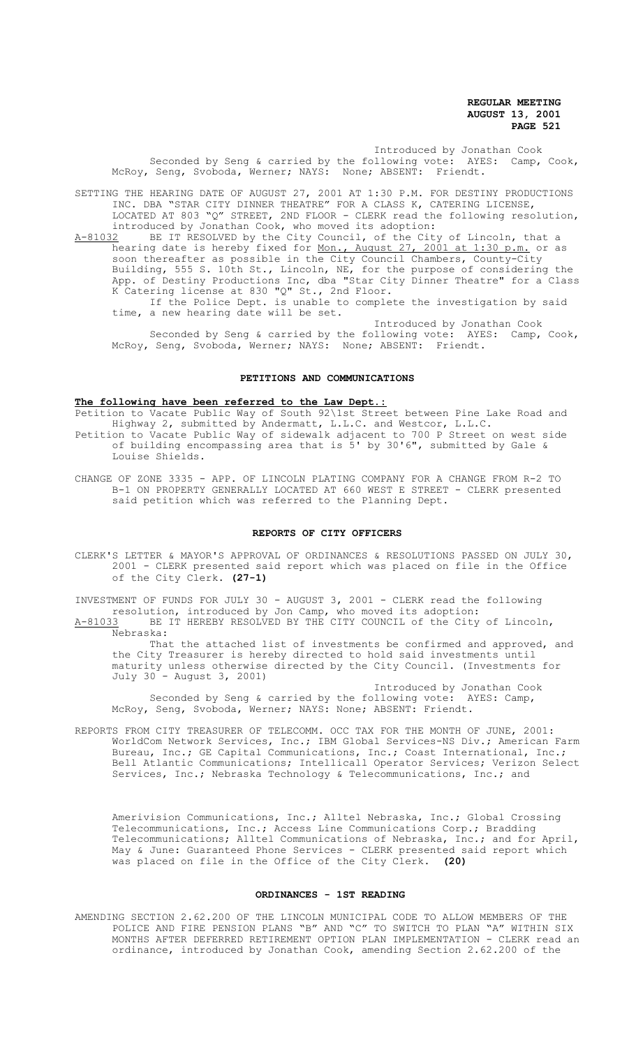Introduced by Jonathan Cook

Seconded by Seng & carried by the following vote: AYES: Camp, Cook, McRoy, Seng, Svoboda, Werner; NAYS: None; ABSENT: Friendt.

SETTING THE HEARING DATE OF AUGUST 27, 2001 AT 1:30 P.M. FOR DESTINY PRODUCTIONS INC. DBA "STAR CITY DINNER THEATRE" FOR A CLASS K, CATERING LICENSE, LOCATED AT 803 "Q" STREET, 2ND FLOOR - CLERK read the following resolution, introduced by Jonathan Cook, who moved its adoption:

A-81032 BE IT RESOLVED by the City Council, of the City of Lincoln, that a hearing date is hereby fixed for Mon., August 27, 2001 at 1:30 p.m. or as soon thereafter as possible in the City Council Chambers, County-City Building, 555 S. 10th St., Lincoln, NE, for the purpose of considering the App. of Destiny Productions Inc, dba "Star City Dinner Theatre" for a Class K Catering license at 830 "Q" St., 2nd Floor.

If the Police Dept. is unable to complete the investigation by said time, a new hearing date will be set.

Introduced by Jonathan Cook

Seconded by Seng & carried by the following vote: AYES: Camp, Cook, McRoy, Seng, Svoboda, Werner; NAYS: None; ABSENT: Friendt.

## PETITIONS AND COMMUNICATIONS

**The following have been referred to the Law Dept.:**

Petition to Vacate Public Way of South 92\1st Street between Pine Lake Road and Highway 2, submitted by Andermatt, L.L.C. and Westcor, L.L.C.

Petition to Vacate Public Way of sidewalk adjacent to 700 P Street on west side of building encompassing area that is 5' by 30'6", submitted by Gale & Louise Shields.

CHANGE OF ZONE 3335 - APP. OF LINCOLN PLATING COMPANY FOR A CHANGE FROM R-2 TO B-1 ON PROPERTY GENERALLY LOCATED AT 660 WEST E STREET - CLERK presented said petition which was referred to the Planning Dept.

## REPORTS OF CITY OFFICERS

CLERK'S LETTER & MAYOR'S APPROVAL OF ORDINANCES & RESOLUTIONS PASSED ON JULY 30, 2001 - CLERK presented said report which was placed on file in the Office of the City Clerk. **(27-1)**

INVESTMENT OF FUNDS FOR JULY 30 - AUGUST 3, 2001 - CLERK read the following resolution, introduced by Jon Camp, who moved its adoption:

A-81033 BE IT HEREBY RESOLVED BY THE CITY COUNCIL of the City of Lincoln, Nebraska:

That the attached list of investments be confirmed and approved, and the City Treasurer is hereby directed to hold said investments until maturity unless otherwise directed by the City Council. (Investments for July 30 - August 3, 2001)

Introduced by Jonathan Cook

Seconded by Seng & carried by the following vote: AYES: Camp, McRoy, Seng, Svoboda, Werner; NAYS: None; ABSENT: Friendt.

REPORTS FROM CITY TREASURER OF TELECOMM. OCC TAX FOR THE MONTH OF JUNE, 2001: WorldCom Network Services, Inc.; IBM Global Services-NS Div.; American Farm Bureau, Inc.; GE Capital Communications, Inc.; Coast International, Inc.; Bell Atlantic Communications; Intellicall Operator Services; Verizon Select Services, Inc.; Nebraska Technology & Telecommunications, Inc.; and Amerivision Communications, Inc.; Alltel Nebraska, Inc.; Global Crossing Telecommunications, Inc.; Access Line Communications Corp.; Bradding Telecommunications; Alltel Communications of Nebraska, Inc.; and for April, May & June: Guaranteed Phone Services - CLERK presented said report which was placed on file in the Office of the City Clerk. **(20)**

## ORDINANCES - 1ST READING

AMENDING SECTION 2.62.200 OF THE LINCOLN MUNICIPAL CODE TO ALLOW MEMBERS OF THE POLICE AND FIRE PENSION PLANS "B" AND "C" TO SWITCH TO PLAN "A" WITHIN SIX MONTHS AFTER DEFERRED RETIREMENT OPTION PLAN IMPLEMENTATION - CLERK read an ordinance, introduced by Jonathan Cook, amending Section 2.62.200 of the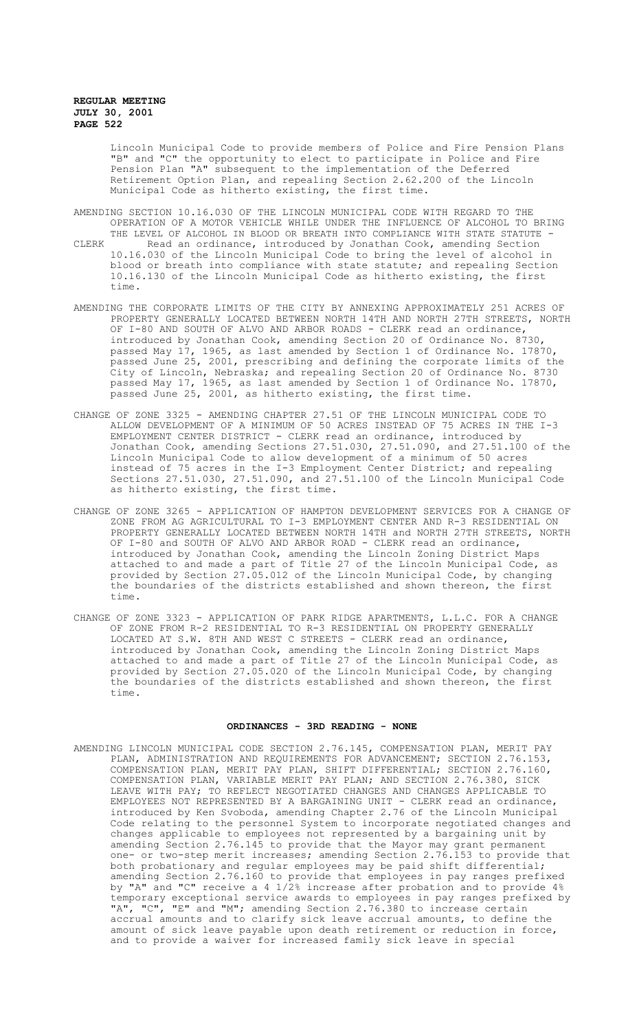Lincoln Municipal Code to provide members of Police and Fire Pension Plans "B" and "C" the opportunity to elect to participate in Police and Fire Pension Plan "A" subsequent to the implementation of the Deferred Retirement Option Plan, and repealing Section 2.62.200 of the Lincoln Municipal Code as hitherto existing, the first time.

AMENDING SECTION 10.16.030 OF THE LINCOLN MUNICIPAL CODE WITH REGARD TO THE OPERATION OF A MOTOR VEHICLE WHILE UNDER THE INFLUENCE OF ALCOHOL TO BRING THE LEVEL OF ALCOHOL IN BLOOD OR BREATH INTO COMPLIANCE WITH STATE STATUTE - CLERK Read an ordinance, introduced by Jonathan Cook, amending Section 10.16.030 of the Lincoln Municipal Code to bring the level of alcohol in blood or breath into compliance with state statute; and repealing Section 10.16.130 of the Lincoln Municipal Code as hitherto existing, the first time.

AMENDING THE CORPORATE LIMITS OF THE CITY BY ANNEXING APPROXIMATELY 251 ACRES OF PROPERTY GENERALLY LOCATED BETWEEN NORTH 14TH AND NORTH 27TH STREETS, NORTH OF I-80 AND SOUTH OF ALVO AND ARBOR ROADS - CLERK read an ordinance, introduced by Jonathan Cook, amending Section 20 of Ordinance No. 8730, passed May 17, 1965, as last amended by Section 1 of Ordinance No. 17870, passed June 25, 2001, prescribing and defining the corporate limits of the City of Lincoln, Nebraska; and repealing Section 20 of Ordinance No. 8730 passed May 17, 1965, as last amended by Section 1 of Ordinance No. 17870, passed June 25, 2001, as hitherto existing, the first time.

CHANGE OF ZONE 3325 - AMENDING CHAPTER 27.51 OF THE LINCOLN MUNICIPAL CODE TO ALLOW DEVELOPMENT OF A MINIMUM OF 50 ACRES INSTEAD OF 75 ACRES IN THE I-3 EMPLOYMENT CENTER DISTRICT - CLERK read an ordinance, introduced by Jonathan Cook, amending Sections 27.51.030, 27.51.090, and 27.51.100 of the Lincoln Municipal Code to allow development of a minimum of 50 acres instead of 75 acres in the I-3 Employment Center District; and repealing Sections 27.51.030, 27.51.090, and 27.51.100 of the Lincoln Municipal Code as hitherto existing, the first time.

CHANGE OF ZONE 3265 - APPLICATION OF HAMPTON DEVELOPMENT SERVICES FOR A CHANGE OF ZONE FROM AG AGRICULTURAL TO I-3 EMPLOYMENT CENTER AND R-3 RESIDENTIAL ON PROPERTY GENERALLY LOCATED BETWEEN NORTH 14TH and NORTH 27TH STREETS, NORTH OF I-80 and SOUTH OF ALVO AND ARBOR ROAD - CLERK read an ordinance, introduced by Jonathan Cook, amending the Lincoln Zoning District Maps attached to and made a part of Title 27 of the Lincoln Municipal Code, as provided by Section 27.05.012 of the Lincoln Municipal Code, by changing the boundaries of the districts established and shown thereon, the first time.

CHANGE OF ZONE 3323 - APPLICATION OF PARK RIDGE APARTMENTS, L.L.C. FOR A CHANGE OF ZONE FROM R-2 RESIDENTIAL TO R-3 RESIDENTIAL ON PROPERTY GENERALLY LOCATED AT S.W. 8TH AND WEST C STREETS - CLERK read an ordinance, introduced by Jonathan Cook, amending the Lincoln Zoning District Maps attached to and made a part of Title 27 of the Lincoln Municipal Code, as provided by Section 27.05.020 of the Lincoln Municipal Code, by changing the boundaries of the districts established and shown thereon, the first time.

**ORDINANCES - 3RD READING - NONE**

AMENDING LINCOLN MUNICIPAL CODE SECTION 2.76.145, COMPENSATION PLAN, MERIT PAY PLAN, ADMINISTRATION AND REQUIREMENTS FOR ADVANCEMENT; SECTION 2.76.153, COMPENSATION PLAN, MERIT PAY PLAN, SHIFT DIFFERENTIAL; SECTION 2.76.160, COMPENSATION PLAN, VARIABLE MERIT PAY PLAN; AND SECTION 2.76.380, SICK LEAVE WITH PAY; TO REFLECT NEGOTIATED CHANGES AND CHANGES APPLICABLE TO EMPLOYEES NOT REPRESENTED BY A BARGAINING UNIT - CLERK read an ordinance, introduced by Ken Svoboda, amending Chapter 2.76 of the Lincoln Municipal Code relating to the personnel System to incorporate negotiated changes and changes applicable to employees not represented by a bargaining unit by amending Section 2.76.145 to provide that the Mayor may grant permanent one- or two-step merit increases; amending Section 2.76.153 to provide that both probationary and regular employees may be paid shift differential; amending Section 2.76.160 to provide that employees in pay ranges prefixed by "A" and "C" receive a 4 1/2% increase after probation and to provide 4% temporary exceptional service awards to employees in pay ranges prefixed by "A", "C", "E" and "M"; amending Section 2.76.380 to increase certain accrual amounts and to clarify sick leave accrual amounts, to define the amount of sick leave payable upon death retirement or reduction in force, and to provide a waiver for increased family sick leave in special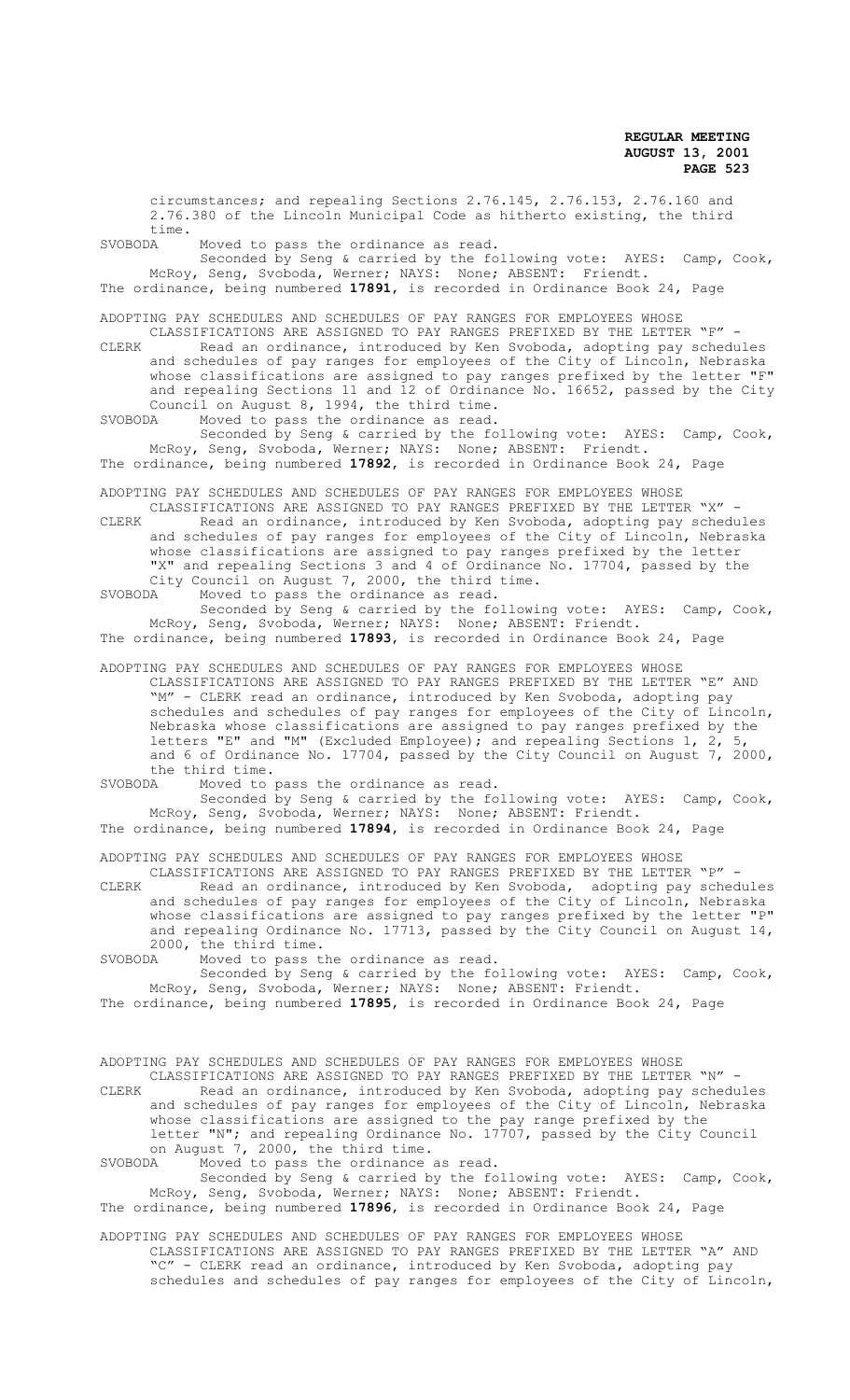circumstances; and repealing Sections 2.76.145, 2.76.153, 2.76.160 and 2.76.380 of the Lincoln Municipal Code as hitherto existing, the third time.

SVOBODA Moved to pass the ordinance as read.

Seconded by Seng & carried by the following vote: AYES: Camp, Cook, McRoy, Seng, Svoboda, Werner; NAYS: None; ABSENT: Friendt.

The ordinance, being numbered **17891**, is recorded in Ordinance Book 24, Page

ADOPTING PAY SCHEDULES AND SCHEDULES OF PAY RANGES FOR EMPLOYEES WHOSE CLASSIFICATIONS ARE ASSIGNED TO PAY RANGES PREFIXED BY THE LETTER "F" -

CLERK Read an ordinance, introduced by Ken Svoboda, adopting pay schedules and schedules of pay ranges for employees of the City of Lincoln, Nebraska whose classifications are assigned to pay ranges prefixed by the letter "F" and repealing Sections 11 and 12 of Ordinance No. 16652, passed by the City Council on August 8, 1994, the third time.

SVOBODA Moved to pass the ordinance as read.

Seconded by Seng & carried by the following vote: AYES: Camp, Cook, McRoy, Seng, Svoboda, Werner; NAYS: None; ABSENT: Friendt.

The ordinance, being numbered **17892**, is recorded in Ordinance Book 24, Page

ADOPTING PAY SCHEDULES AND SCHEDULES OF PAY RANGES FOR EMPLOYEES WHOSE CLASSIFICATIONS ARE ASSIGNED TO PAY RANGES PREFIXED BY THE LETTER "X" -

CLERK Read an ordinance, introduced by Ken Svoboda, adopting pay schedules and schedules of pay ranges for employees of the City of Lincoln, Nebraska whose classifications are assigned to pay ranges prefixed by the letter "X" and repealing Sections 3 and 4 of Ordinance No. 17704, passed by the City Council on August 7, 2000, the third time.

SVOBODA Moved to pass the ordinance as read.

Seconded by Seng & carried by the following vote: AYES: Camp, Cook, McRoy, Seng, Svoboda, Werner; NAYS: None; ABSENT: Friendt.

The ordinance, being numbered **17893**, is recorded in Ordinance Book 24, Page

ADOPTING PAY SCHEDULES AND SCHEDULES OF PAY RANGES FOR EMPLOYEES WHOSE CLASSIFICATIONS ARE ASSIGNED TO PAY RANGES PREFIXED BY THE LETTER "E" AND "M" - CLERK read an ordinance, introduced by Ken Svoboda, adopting pay schedules and schedules of pay ranges for employees of the City of Lincoln, Nebraska whose classifications are assigned to pay ranges prefixed by the letters "E" and "M" (Excluded Employee); and repealing Sections 1, 2, 5, and 6 of Ordinance No. 17704, passed by the City Council on August 7, 2000, the third time.

SVOBODA Moved to pass the ordinance as read.

Seconded by Seng & carried by the following vote: AYES: Camp, Cook, McRoy, Seng, Svoboda, Werner; NAYS: None; ABSENT: Friendt.

The ordinance, being numbered **17894**, is recorded in Ordinance Book 24, Page

ADOPTING PAY SCHEDULES AND SCHEDULES OF PAY RANGES FOR EMPLOYEES WHOSE CLASSIFICATIONS ARE ASSIGNED TO PAY RANGES PREFIXED BY THE LETTER "P" -

CLERK Read an ordinance, introduced by Ken Svoboda, adopting pay schedules and schedules of pay ranges for employees of the City of Lincoln, Nebraska whose classifications are assigned to pay ranges prefixed by the letter "P" and repealing Ordinance No. 17713, passed by the City Council on August 14, 2000, the third time.

SVOBODA Moved to pass the ordinance as read.

Seconded by Seng & carried by the following vote: AYES: Camp, Cook, McRoy, Seng, Svoboda, Werner; NAYS: None; ABSENT: Friendt.

The ordinance, being numbered **17895**, is recorded in Ordinance Book 24, Page

ADOPTING PAY SCHEDULES AND SCHEDULES OF PAY RANGES FOR EMPLOYEES WHOSE CLASSIFICATIONS ARE ASSIGNED TO PAY RANGES PREFIXED BY THE LETTER "N" -

CLERK Read an ordinance, introduced by Ken Svoboda, adopting pay schedules and schedules of pay ranges for employees of the City of Lincoln, Nebraska whose classifications are assigned to the pay range prefixed by the letter "N"; and repealing Ordinance No. 17707, passed by the City Council on August 7, 2000, the third time.

SVOBODA Moved to pass the ordinance as read.

Seconded by Seng & carried by the following vote: AYES: Camp, Cook, McRoy, Seng, Svoboda, Werner; NAYS: None; ABSENT: Friendt.

The ordinance, being numbered **17896**, is recorded in Ordinance Book 24, Page

ADOPTING PAY SCHEDULES AND SCHEDULES OF PAY RANGES FOR EMPLOYEES WHOSE CLASSIFICATIONS ARE ASSIGNED TO PAY RANGES PREFIXED BY THE LETTER "A" AND "C" - CLERK read an ordinance, introduced by Ken Svoboda, adopting pay schedules and schedules of pay ranges for employees of the City of Lincoln,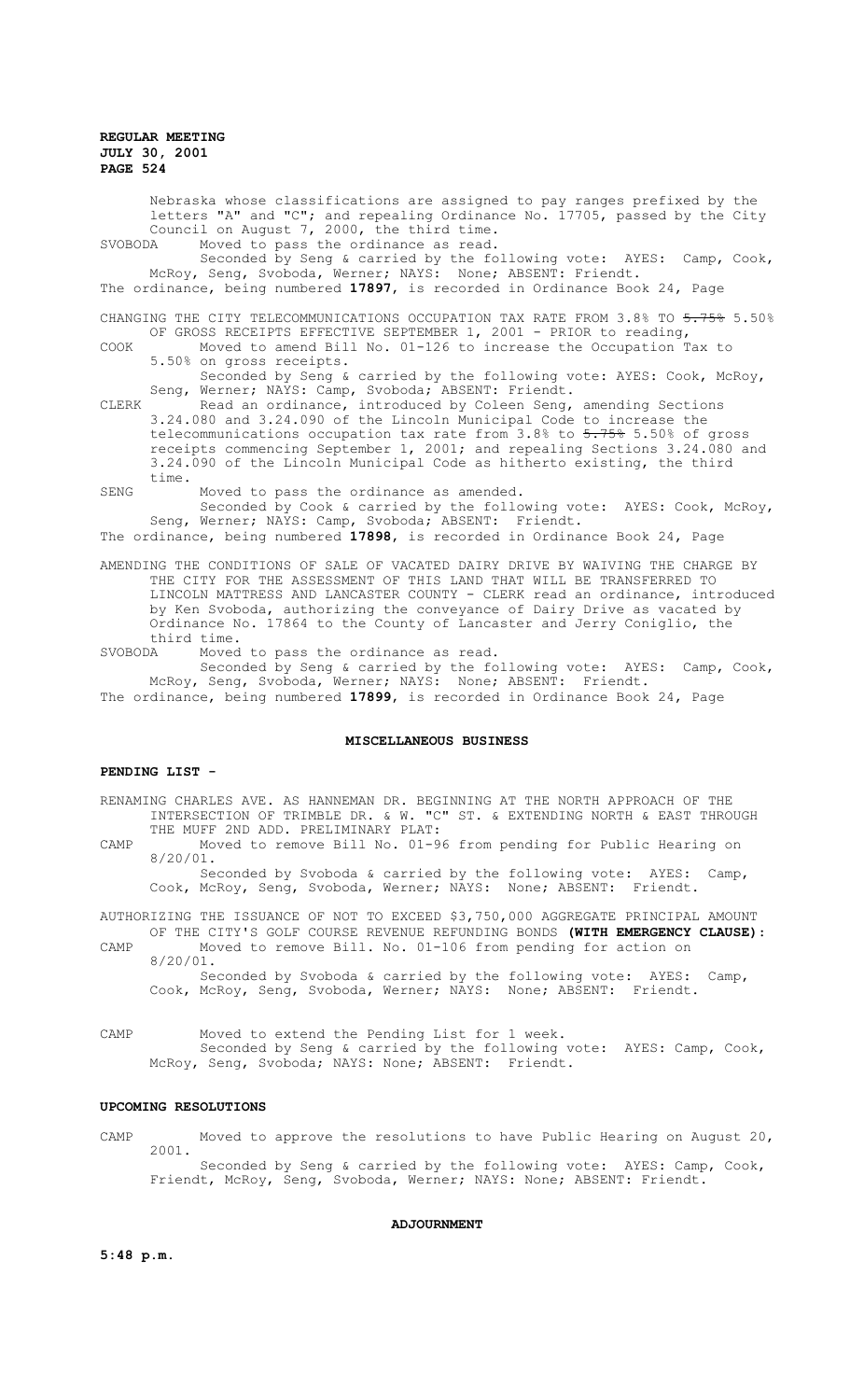Nebraska whose classifications are assigned to pay ranges prefixed by the letters "A" and "C"; and repealing Ordinance No. 17705, passed by the City Council on August 7, 2000, the third time.

SVOBODA Moved to pass the ordinance as read.

Seconded by Seng & carried by the following vote: AYES: Camp, Cook, McRoy, Seng, Svoboda, Werner; NAYS: None; ABSENT: Friendt.

The ordinance, being numbered **17897**, is recorded in Ordinance Book 24, Page

CHANGING THE CITY TELECOMMUNICATIONS OCCUPATION TAX RATE FROM 3.8% TO ~~5.75%~~ 5.50% OF GROSS RECEIPTS EFFECTIVE SEPTEMBER 1, 2001 - PRIOR to reading,

COOK Moved to amend Bill No. 01-126 to increase the Occupation Tax to 5.50% on gross receipts.

Seconded by Seng & carried by the following vote: AYES: Cook, McRoy, Seng, Werner; NAYS: Camp, Svoboda; ABSENT: Friendt.

CLERK Read an ordinance, introduced by Coleen Seng, amending Sections 3.24.080 and 3.24.090 of the Lincoln Municipal Code to increase the telecommunications occupation tax rate from 3.8% to ~~5.75%~~ 5.50% of gross receipts commencing September 1, 2001; and repealing Sections 3.24.080 and 3.24.090 of the Lincoln Municipal Code as hitherto existing, the third time.

SENG Moved to pass the ordinance as amended.

Seconded by Cook & carried by the following vote: AYES: Cook, McRoy, Seng, Werner; NAYS: Camp, Svoboda; ABSENT: Friendt.

The ordinance, being numbered **17898**, is recorded in Ordinance Book 24, Page

AMENDING THE CONDITIONS OF SALE OF VACATED DAIRY DRIVE BY WAIVING THE CHARGE BY THE CITY FOR THE ASSESSMENT OF THIS LAND THAT WILL BE TRANSFERRED TO LINCOLN MATTRESS AND LANCASTER COUNTY - CLERK read an ordinance, introduced by Ken Svoboda, authorizing the conveyance of Dairy Drive as vacated by Ordinance No. 17864 to the County of Lancaster and Jerry Coniglio, the third time.

SVOBODA Moved to pass the ordinance as read.

Seconded by Seng & carried by the following vote: AYES: Camp, Cook, McRoy, Seng, Svoboda, Werner; NAYS: None; ABSENT: Friendt.

The ordinance, being numbered **17899**, is recorded in Ordinance Book 24, Page

## MISCELLANEOUS BUSINESS

### PENDING LIST -

RENAMING CHARLES AVE. AS HANNEMAN DR. BEGINNING AT THE NORTH APPROACH OF THE INTERSECTION OF TRIMBLE DR. & W. "C" ST. & EXTENDING NORTH & EAST THROUGH THE MUFF 2ND ADD. PRELIMINARY PLAT:

CAMP Moved to remove Bill No. 01-96 from pending for Public Hearing on 8/20/01.

Seconded by Svoboda & carried by the following vote: AYES: Camp, Cook, McRoy, Seng, Svoboda, Werner; NAYS: None; ABSENT: Friendt.

AUTHORIZING THE ISSUANCE OF NOT TO EXCEED $3,750,000 AGGREGATE PRINCIPAL AMOUNT OF THE CITY'S GOLF COURSE REVENUE REFUNDING BONDS **(WITH EMERGENCY CLAUSE)**:

CAMP Moved to remove Bill. No. 01-106 from pending for action on 8/20/01.

Seconded by Svoboda & carried by the following vote: AYES: Camp, Cook, McRoy, Seng, Svoboda, Werner; NAYS: None; ABSENT: Friendt.

CAMP Moved to extend the Pending List for 1 week.

Seconded by Seng & carried by the following vote: AYES: Camp, Cook, McRoy, Seng, Svoboda; NAYS: None; ABSENT: Friendt.

### UPCOMING RESOLUTIONS

CAMP Moved to approve the resolutions to have Public Hearing on August 20, 2001.

Seconded by Seng & carried by the following vote: AYES: Camp, Cook, Friendt, McRoy, Seng, Svoboda, Werner; NAYS: None; ABSENT: Friendt.

## ADJOURNMENT

**5:48 p.m.**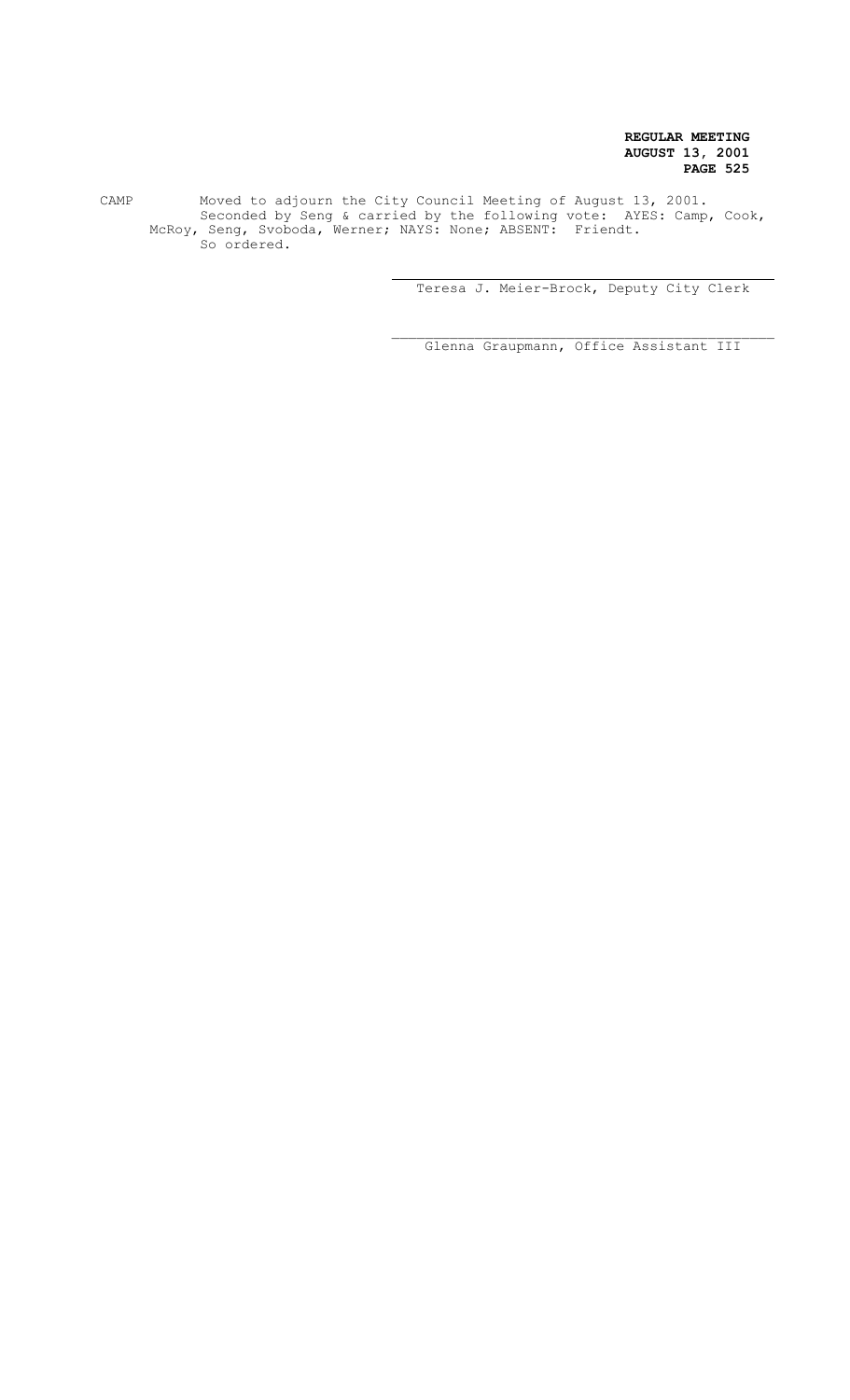CAMP Moved to adjourn the City Council Meeting of August 13, 2001.
Seconded by Seng & carried by the following vote: AYES: Camp, Cook, McRoy, Seng, Svoboda, Werner; NAYS: None; ABSENT: Friendt.
So ordered.

Teresa J. Meier-Brock, Deputy City Clerk

Glenna Graupmann, Office Assistant III